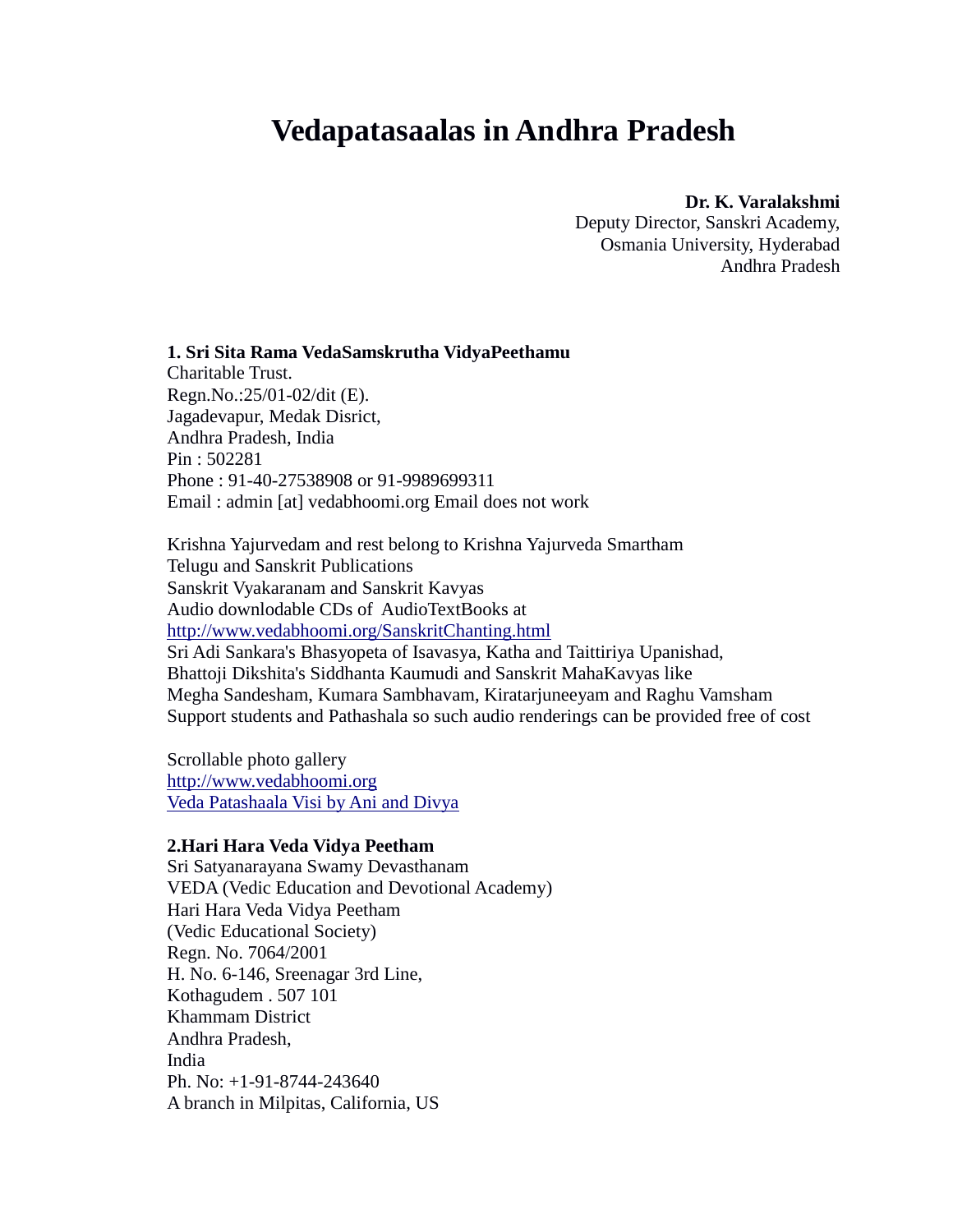# Vedapatasaalas in Andhra Pradesh

**Dr. K. Varalakshmi**
Deputy Director, Sanskri Academy,
Osmania University, Hyderabad
Andhra Pradesh

**1. Sri Sita Rama VedaSamskrutha VidyaPeethamu**
Charitable Trust.
Regn.No.:25/01-02/dit (E).
Jagadevapur, Medak Disrict,
Andhra Pradesh, India
Pin : 502281
Phone : 91-40-27538908 or 91-9989699311
Email : admin [at] vedabhoomi.org Email does not work

Krishna Yajurvedam and rest belong to Krishna Yajurveda Smartham
Telugu and Sanskrit Publications
Sanskrit Vyakaranam and Sanskrit Kavyas
Audio downlodable CDs of AudioTextBooks at
http://www.vedabhoomi.org/SanskritChanting.html
Sri Adi Sankara's Bhasyopeta of Isavasya, Katha and Taittiriya Upanishad,
Bhattoji Dikshita's Siddhanta Kaumudi and Sanskrit MahaKavyas like
Megha Sandesham, Kumara Sambhavam, Kiratarjuneeyam and Raghu Vamsham
Support students and Pathashala so such audio renderings can be provided free of cost

Scrollable photo gallery
http://www.vedabhoomi.org
Veda Patashaala Visi by Ani and Divya

**2.Hari Hara Veda Vidya Peetham**
Sri Satyanarayana Swamy Devasthanam
VEDA (Vedic Education and Devotional Academy)
Hari Hara Veda Vidya Peetham
(Vedic Educational Society)
Regn. No. 7064/2001
H. No. 6-146, Sreenagar 3rd Line,
Kothagudem . 507 101
Khammam District
Andhra Pradesh,
India
Ph. No: +1-91-8744-243640
A branch in Milpitas, California, US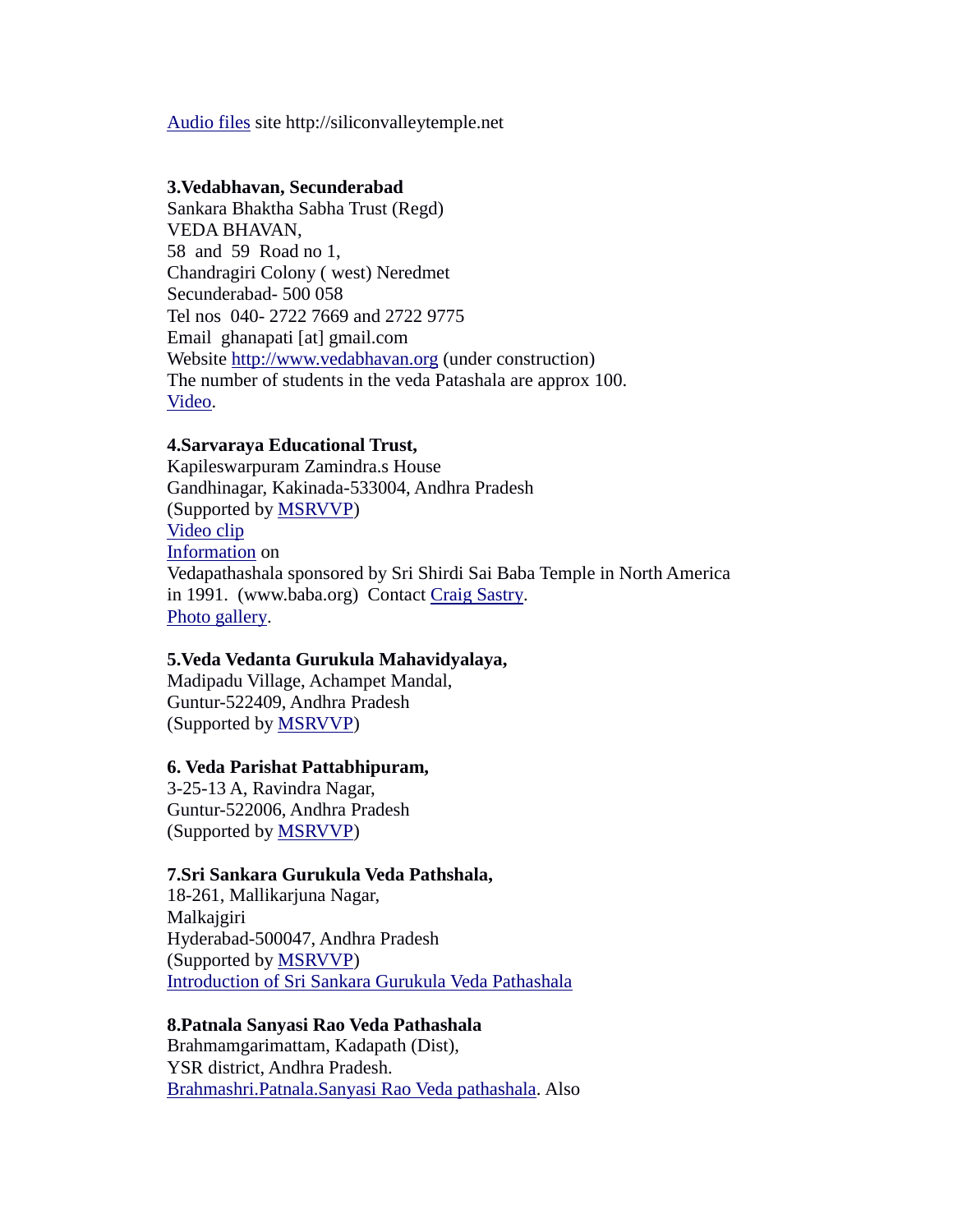[Audio files](http://siliconvalleytemple.net) site http://siliconvalleytemple.net

**3.Vedabhavan, Secunderabad**
Sankara Bhaktha Sabha Trust (Regd)
VEDA BHAVAN,
58 and 59 Road no 1,
Chandragiri Colony ( west) Neredmet
Secunderabad- 500 058
Tel nos 040- 2722 7669 and 2722 9775
Email ghanapati [at] gmail.com
Website http://www.vedabhavan.org (under construction)
The number of students in the veda Patashala are approx 100.
Video.

**4.Sarvaraya Educational Trust,**
Kapileswarpuram Zamindra.s House
Gandhinagar, Kakinada-533004, Andhra Pradesh
(Supported by MSRVVP)
Video clip
Information on
Vedapathashala sponsored by Sri Shirdi Sai Baba Temple in North America in 1991. (www.baba.org) Contact Craig Sastry.
Photo gallery.

**5.Veda Vedanta Gurukula Mahavidyalaya,**
Madipadu Village, Achampet Mandal,
Guntur-522409, Andhra Pradesh
(Supported by MSRVVP)

**6. Veda Parishat Pattabhipuram,**
3-25-13 A, Ravindra Nagar,
Guntur-522006, Andhra Pradesh
(Supported by MSRVVP)

**7.Sri Sankara Gurukula Veda Pathshala,**
18-261, Mallikarjuna Nagar,
Malkajgiri
Hyderabad-500047, Andhra Pradesh
(Supported by MSRVVP)
Introduction of Sri Sankara Gurukula Veda Pathashala

**8.Patnala Sanyasi Rao Veda Pathashala**
Brahmamgarimattam, Kadapath (Dist),
YSR district, Andhra Pradesh.
Brahmashri.Patnala.Sanyasi Rao Veda pathashala. Also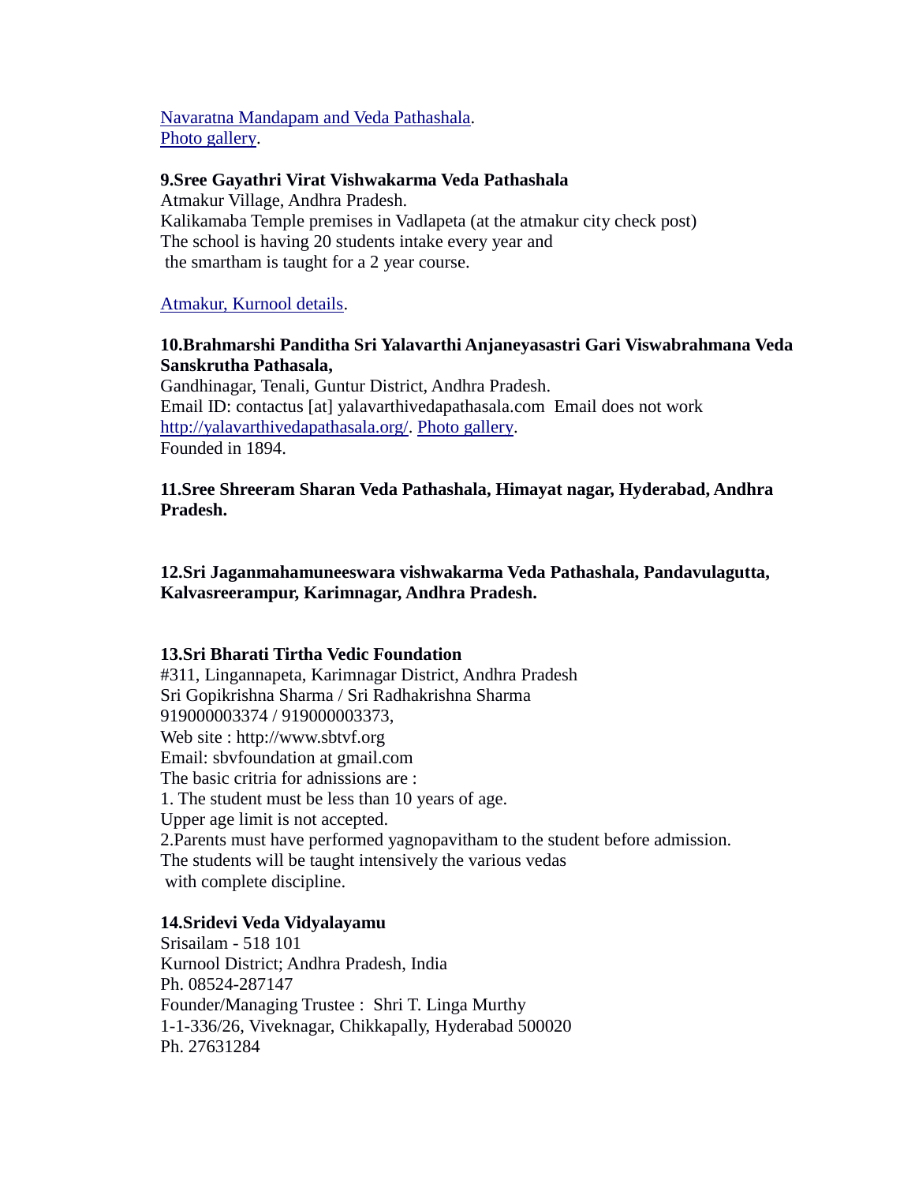[Navaratna Mandapam and Veda Pathashala](#).
[Photo gallery](#).

**9.Sree Gayathri Virat Vishwakarma Veda Pathashala**
Atmakur Village, Andhra Pradesh.
Kalikamaba Temple premises in Vadlapeta (at the atmakur city check post)
The school is having 20 students intake every year and
the smartham is taught for a 2 year course.

[Atmakur, Kurnool details](#).

**10.Brahmarshi Panditha Sri Yalavarthi Anjaneyasastri Gari Viswabrahmana Veda Sanskrutha Pathasala,**
Gandhinagar, Tenali, Guntur District, Andhra Pradesh.
Email ID: contactus [at] yalavarthivedapathasala.com Email does not work
[http://yalavarthivedapathasala.org/](http://yalavarthivedapathasala.org/). [Photo gallery](#).
Founded in 1894.

**11.Sree Shreeram Sharan Veda Pathashala, Himayat nagar, Hyderabad, Andhra Pradesh.**

**12.Sri Jaganmahamuneeswara vishwakarma Veda Pathashala, Pandavulagutta, Kalvasreerampur, Karimnagar, Andhra Pradesh.**

**13.Sri Bharati Tirtha Vedic Foundation**
#311, Lingannapeta, Karimnagar District, Andhra Pradesh
Sri Gopikrishna Sharma / Sri Radhakrishna Sharma
919000003374 / 919000003373,
Web site : http://www.sbtvf.org
Email: sbvfoundation at gmail.com
The basic critria for adnissions are :
1. The student must be less than 10 years of age.
Upper age limit is not accepted.
2.Parents must have performed yagnopavitham to the student before admission.
The students will be taught intensively the various vedas
with complete discipline.

**14.Sridevi Veda Vidyalayamu**
Srisailam - 518 101
Kurnool District; Andhra Pradesh, India
Ph. 08524-287147
Founder/Managing Trustee : Shri T. Linga Murthy
1-1-336/26, Viveknagar, Chikkapally, Hyderabad 500020
Ph. 27631284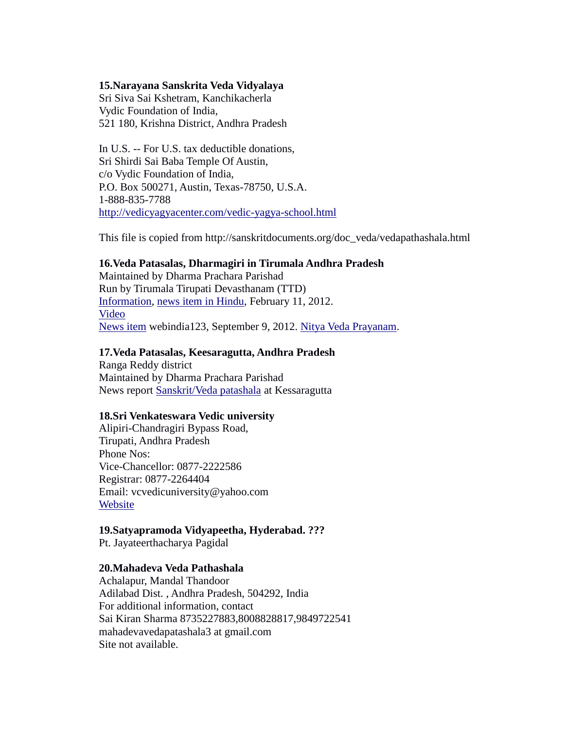**15.Narayana Sanskrita Veda Vidyalaya**
Sri Siva Sai Kshetram, Kanchikacherla
Vydic Foundation of India,
521 180, Krishna District, Andhra Pradesh

In U.S. -- For U.S. tax deductible donations,
Sri Shirdi Sai Baba Temple Of Austin,
c/o Vydic Foundation of India,
P.O. Box 500271, Austin, Texas-78750, U.S.A.
1-888-835-7788
http://vedicyagyacenter.com/vedic-yagya-school.html

This file is copied from http://sanskritdocuments.org/doc_veda/vedapathashala.html

**16.Veda Patasalas, Dharmagiri in Tirumala Andhra Pradesh**
Maintained by Dharma Prachara Parishad
Run by Tirumala Tirupati Devasthanam (TTD)
Information, news item in Hindu, February 11, 2012.
Video
News item webindia123, September 9, 2012. Nitya Veda Prayanam.

**17.Veda Patasalas, Keesaragutta, Andhra Pradesh**
Ranga Reddy district
Maintained by Dharma Prachara Parishad
News report Sanskrit/Veda patashala at Kessaragutta

**18.Sri Venkateswara Vedic university**
Alipiri-Chandragiri Bypass Road,
Tirupati, Andhra Pradesh
Phone Nos:
Vice-Chancellor: 0877-2222586
Registrar: 0877-2264404
Email: vcvedicuniversity@yahoo.com
Website

**19.Satyapramoda Vidyapeetha, Hyderabad. ???**
Pt. Jayateerthacharya Pagidal

**20.Mahadeva Veda Pathashala**
Achalapur, Mandal Thandoor
Adilabad Dist. , Andhra Pradesh, 504292, India
For additional information, contact
Sai Kiran Sharma 8735227883,8008828817,9849722541
mahadevavedapatashala3 at gmail.com
Site not available.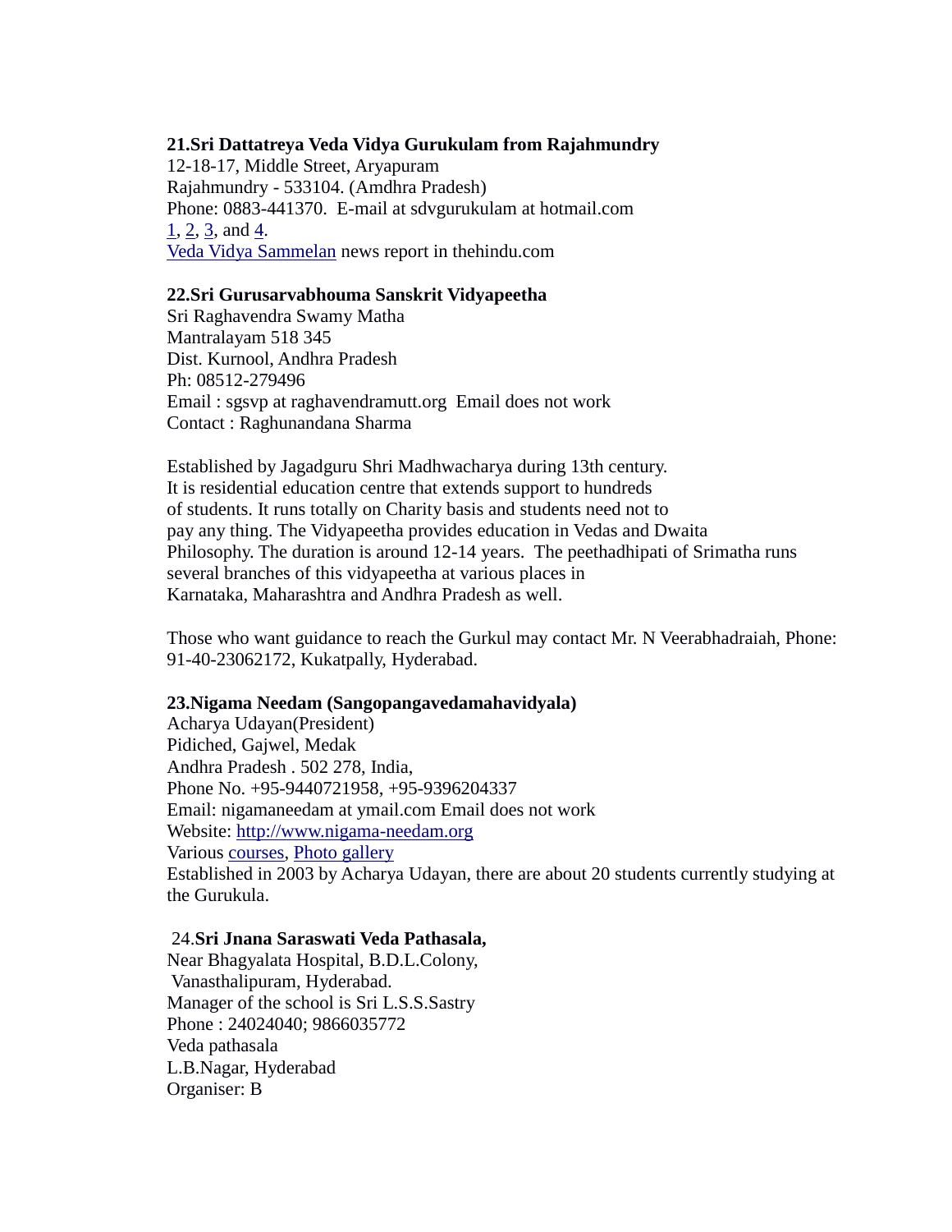**21.Sri Dattatreya Veda Vidya Gurukulam from Rajahmundry**
12-18-17, Middle Street, Aryapuram
Rajahmundry - 533104. (Amdhra Pradesh)
Phone: 0883-441370. E-mail at sdvgurukulam at hotmail.com
1, 2, 3, and 4.
Veda Vidya Sammelan news report in thehindu.com

**22.Sri Gurusarvabhouma Sanskrit Vidyapeetha**
Sri Raghavendra Swamy Matha
Mantralayam 518 345
Dist. Kurnool, Andhra Pradesh
Ph: 08512-279496
Email : sgsvp at raghavendramutt.org Email does not work
Contact : Raghunandana Sharma

Established by Jagadguru Shri Madhwacharya during 13th century.
It is residential education centre that extends support to hundreds
of students. It runs totally on Charity basis and students need not to
pay any thing. The Vidyapeetha provides education in Vedas and Dwaita
Philosophy. The duration is around 12-14 years. The peethadhipati of Srimatha runs
several branches of this vidyapeetha at various places in
Karnataka, Maharashtra and Andhra Pradesh as well.

Those who want guidance to reach the Gurkul may contact Mr. N Veerabhadraiah, Phone: 91-40-23062172, Kukatpally, Hyderabad.

**23.Nigama Needam (Sangopangavedamahavidyala)**
Acharya Udayan(President)
Pidiched, Gajwel, Medak
Andhra Pradesh . 502 278, India,
Phone No. +95-9440721958, +95-9396204337
Email: nigamaneedam at ymail.com Email does not work
Website: http://www.nigama-needam.org
Various courses, Photo gallery
Established in 2003 by Acharya Udayan, there are about 20 students currently studying at the Gurukula.

24.**Sri Jnana Saraswati Veda Pathasala,**
Near Bhagyalata Hospital, B.D.L.Colony,
Vanasthalipuram, Hyderabad.
Manager of the school is Sri L.S.S.Sastry
Phone : 24024040; 9866035772
Veda pathasala
L.B.Nagar, Hyderabad
Organiser: B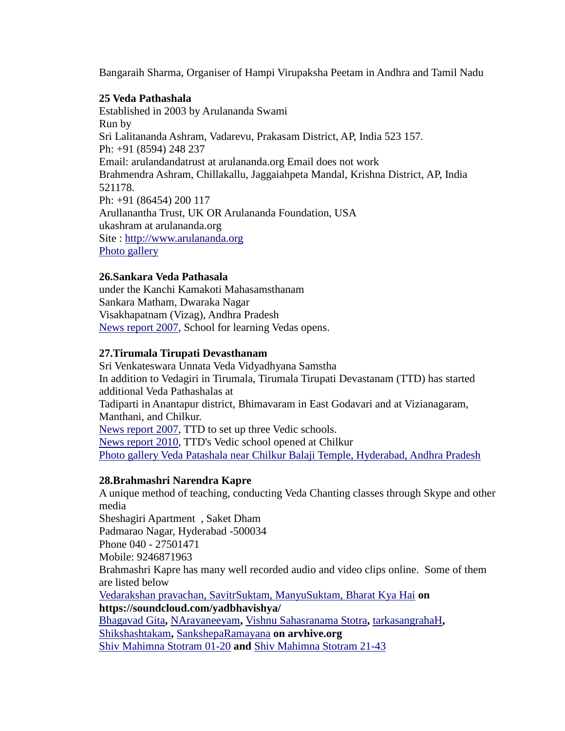Bangaraih Sharma, Organiser of Hampi Virupaksha Peetam in Andhra and Tamil Nadu

**25 Veda Pathashala**

Established in 2003 by Arulananda Swami
Run by
Sri Lalitananda Ashram, Vadarevu, Prakasam District, AP, India 523 157.
Ph: +91 (8594) 248 237
Email: arulandandatrust at arulananda.org Email does not work
Brahmendra Ashram, Chillakallu, Jaggaiahpeta Mandal, Krishna District, AP, India 521178.
Ph: +91 (86454) 200 117
Arullanantha Trust, UK OR Arulananda Foundation, USA
ukashram at arulananda.org
Site : http://www.arulananda.org
Photo gallery

**26.Sankara Veda Pathasala**

under the Kanchi Kamakoti Mahasamsthanam
Sankara Matham, Dwaraka Nagar
Visakhapatnam (Vizag), Andhra Pradesh
News report 2007, School for learning Vedas opens.

**27.Tirumala Tirupati Devasthanam**

Sri Venkateswara Unnata Veda Vidyadhyana Samstha
In addition to Vedagiri in Tirumala, Tirumala Tirupati Devastanam (TTD) has started additional Veda Pathashalas at
Tadiparti in Anantapur district, Bhimavaram in East Godavari and at Vizianagaram, Manthani, and Chilkur.
News report 2007, TTD to set up three Vedic schools.
News report 2010, TTD's Vedic school opened at Chilkur
Photo gallery Veda Patashala near Chilkur Balaji Temple, Hyderabad, Andhra Pradesh

**28.Brahmashri Narendra Kapre**

A unique method of teaching, conducting Veda Chanting classes through Skype and other media
Sheshagiri Apartment , Saket Dham
Padmarao Nagar, Hyderabad -500034
Phone 040 - 27501471
Mobile: 9246871963
Brahmashri Kapre has many well recorded audio and video clips online. Some of them are listed below
Vedarakshan pravachan, SavitrSuktam, ManyuSuktam, Bharat Kya Hai **on https://soundcloud.com/yadbhavishya/**
Bhagavad Gita**,** NArayaneeyam**,** Vishnu Sahasranama Stotra**,** tarkasangrahaH**,** Shikshashtakam**,** SankshepaRamayana **on arvhive.org**
Shiv Mahimna Stotram 01-20 **and** Shiv Mahimna Stotram 21-43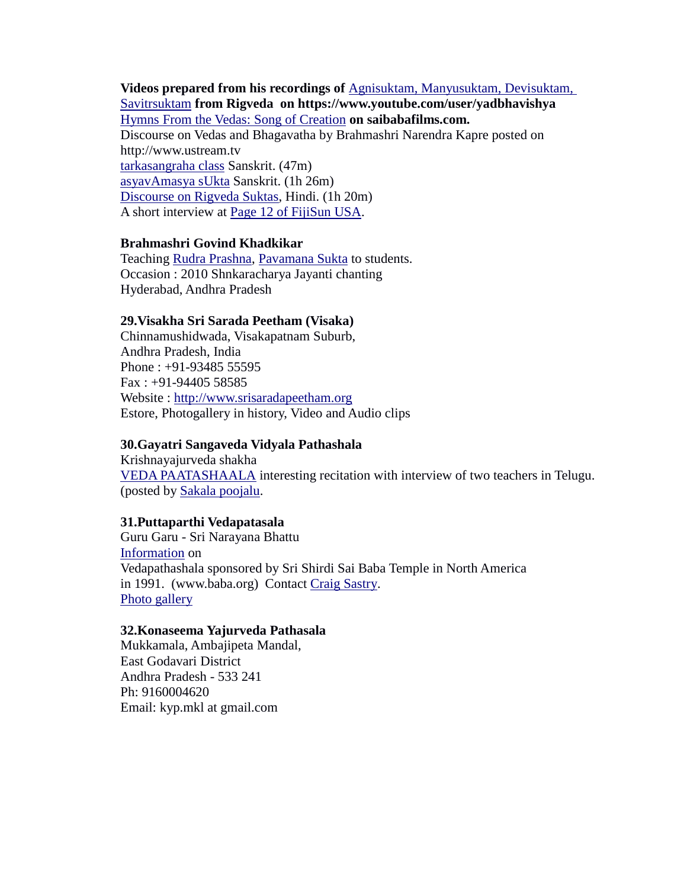**Videos prepared from his recordings of** Agnisuktam, Manyusuktam, Devisuktam, Savitrsuktam **from Rigveda on https://www.youtube.com/user/yadbhavishya**
Hymns From the Vedas: Song of Creation **on saibabafilms.com.**
Discourse on Vedas and Bhagavatha by Brahmashri Narendra Kapre posted on http://www.ustream.tv
tarkasangraha class Sanskrit. (47m)
asyavAmasya sUkta Sanskrit. (1h 26m)
Discourse on Rigveda Suktas, Hindi. (1h 20m)
A short interview at Page 12 of FijiSun USA.

**Brahmashri Govind Khadkikar**
Teaching Rudra Prashna, Pavamana Sukta to students.
Occasion : 2010 Shnkaracharya Jayanti chanting
Hyderabad, Andhra Pradesh

**29.Visakha Sri Sarada Peetham (Visaka)**
Chinnamushidwada, Visakapatnam Suburb,
Andhra Pradesh, India
Phone : +91-93485 55595
Fax : +91-94405 58585
Website : http://www.srisaradapeetham.org
Estore, Photogallery in history, Video and Audio clips

**30.Gayatri Sangaveda Vidyala Pathashala**
Krishnayajurveda shakha
VEDA PAATASHAALA interesting recitation with interview of two teachers in Telugu. (posted by Sakala poojalu.

**31.Puttaparthi Vedapatasala**
Guru Garu - Sri Narayana Bhattu
Information on
Vedapathashala sponsored by Sri Shirdi Sai Baba Temple in North America in 1991. (www.baba.org) Contact Craig Sastry.
Photo gallery

**32.Konaseema Yajurveda Pathasala**
Mukkamala, Ambajipeta Mandal,
East Godavari District
Andhra Pradesh - 533 241
Ph: 9160004620
Email: kyp.mkl at gmail.com